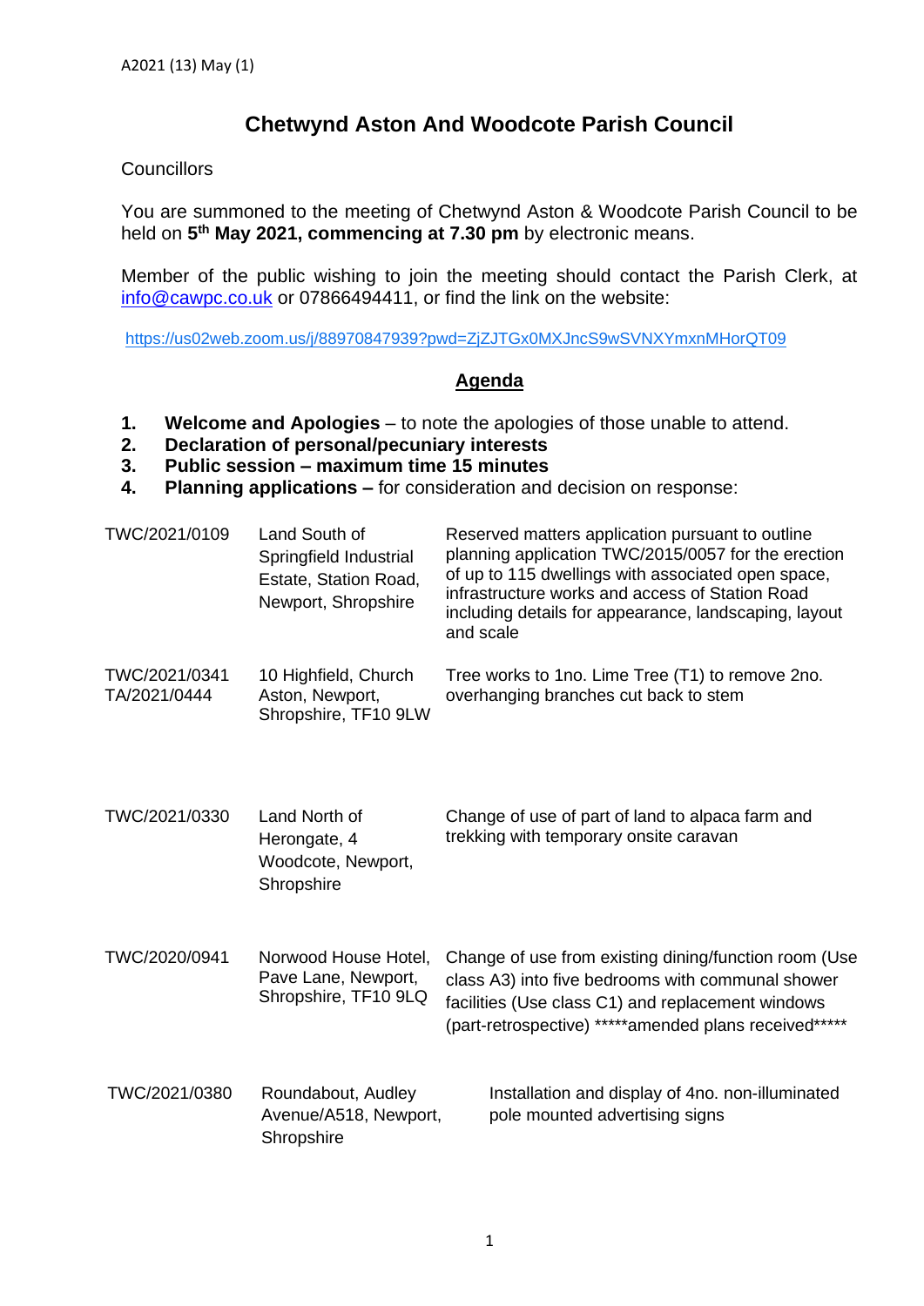A2021 (13) May (1)

# Chetwynd Aston And Woodcote Parish Council

Councillors

You are summoned to the meeting of Chetwynd Aston & Woodcote Parish Council to be held on **5th May 2021, commencing at 7.30 pm** by electronic means.

Member of the public wishing to join the meeting should contact the Parish Clerk, at info@cawpc.co.uk or 07866494411, or find the link on the website:

https://us02web.zoom.us/j/88970847939?pwd=ZjZJTGx0MXJncS9wSVNXYmxnMHorQT09

## Agenda

1. **Welcome and Apologies** – to note the apologies of those unable to attend.
2. **Declaration of personal/pecuniary interests**
3. **Public session – maximum time 15 minutes**
4. **Planning applications –** for consideration and decision on response:

| Reference | Location | Description |
|---|---|---|
| TWC/2021/0109 | Land South of Springfield Industrial Estate, Station Road, Newport, Shropshire | Reserved matters application pursuant to outline planning application TWC/2015/0057 for the erection of up to 115 dwellings with associated open space, infrastructure works and access of Station Road including details for appearance, landscaping, layout and scale |
| TWC/2021/0341 TA/2021/0444 | 10 Highfield, Church Aston, Newport, Shropshire, TF10 9LW | Tree works to 1no. Lime Tree (T1) to remove 2no. overhanging branches cut back to stem |
| TWC/2021/0330 | Land North of Herongate, 4 Woodcote, Newport, Shropshire | Change of use of part of land to alpaca farm and trekking with temporary onsite caravan |
| TWC/2020/0941 | Norwood House Hotel, Pave Lane, Newport, Shropshire, TF10 9LQ | Change of use from existing dining/function room (Use class A3) into five bedrooms with communal shower facilities (Use class C1) and replacement windows (part-retrospective) *****amended plans received***** |
| TWC/2021/0380 | Roundabout, Audley Avenue/A518, Newport, Shropshire | Installation and display of 4no. non-illuminated pole mounted advertising signs |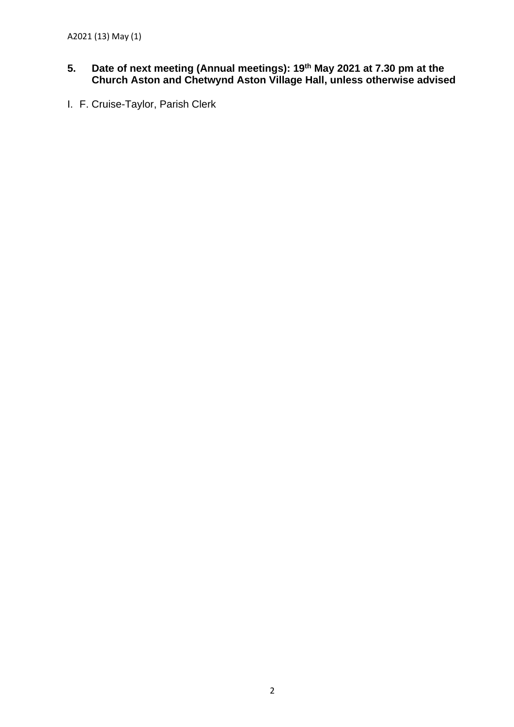**5. Date of next meeting (Annual meetings): 19th May 2021 at 7.30 pm at the Church Aston and Chetwynd Aston Village Hall, unless otherwise advised**

I. F. Cruise-Taylor, Parish Clerk